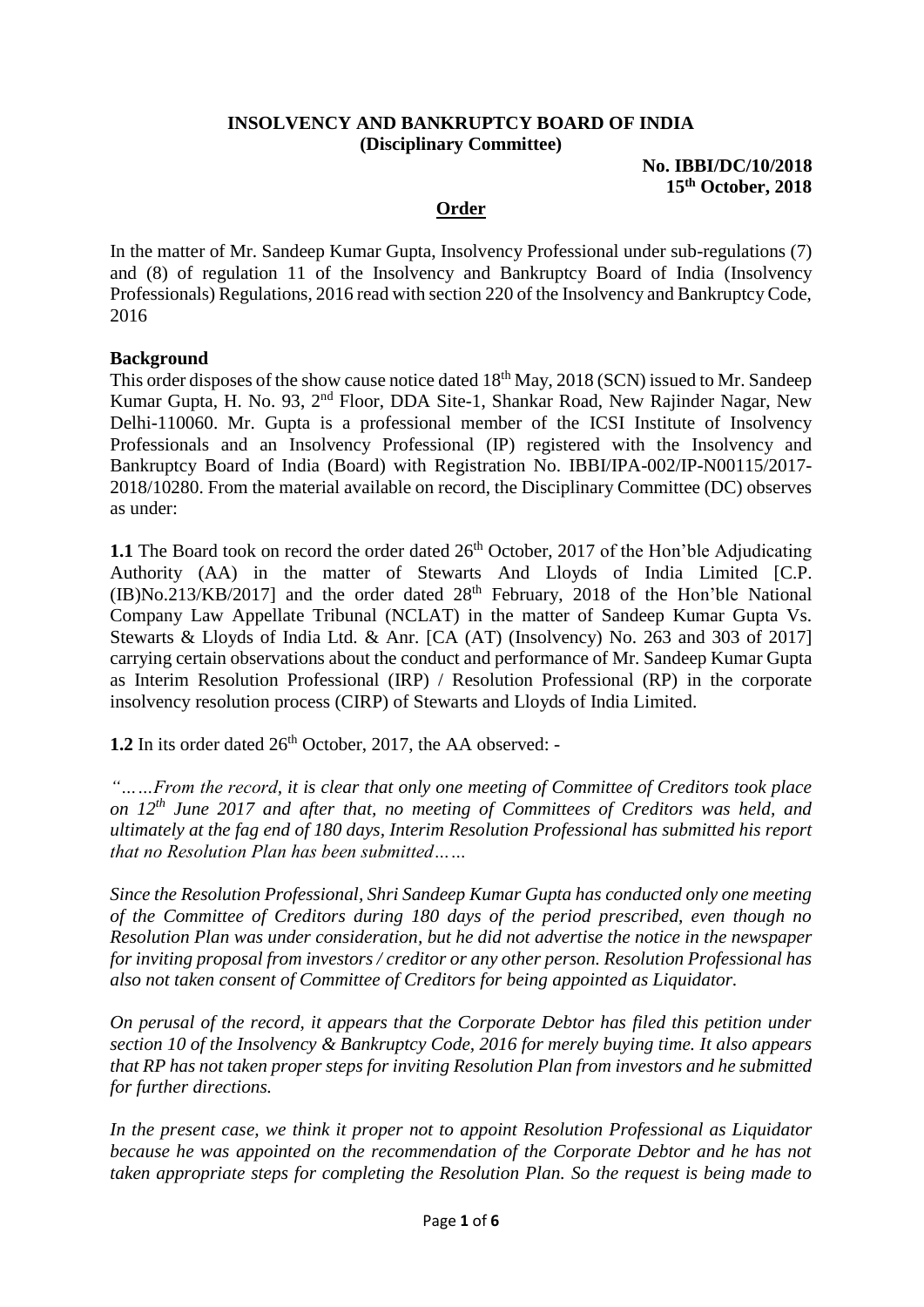**INSOLVENCY AND BANKRUPTCY BOARD OF INDIA**
**(Disciplinary Committee)**

**No. IBBI/DC/10/2018**
**15th October, 2018**

## Order

In the matter of Mr. Sandeep Kumar Gupta, Insolvency Professional under sub-regulations (7) and (8) of regulation 11 of the Insolvency and Bankruptcy Board of India (Insolvency Professionals) Regulations, 2016 read with section 220 of the Insolvency and Bankruptcy Code, 2016

### Background

This order disposes of the show cause notice dated 18th May, 2018 (SCN) issued to Mr. Sandeep Kumar Gupta, H. No. 93, 2nd Floor, DDA Site-1, Shankar Road, New Rajinder Nagar, New Delhi-110060. Mr. Gupta is a professional member of the ICSI Institute of Insolvency Professionals and an Insolvency Professional (IP) registered with the Insolvency and Bankruptcy Board of India (Board) with Registration No. IBBI/IPA-002/IP-N00115/2017-2018/10280. From the material available on record, the Disciplinary Committee (DC) observes as under:

**1.1** The Board took on record the order dated 26th October, 2017 of the Hon'ble Adjudicating Authority (AA) in the matter of Stewarts And Lloyds of India Limited [C.P. (IB)No.213/KB/2017] and the order dated 28th February, 2018 of the Hon'ble National Company Law Appellate Tribunal (NCLAT) in the matter of Sandeep Kumar Gupta Vs. Stewarts & Lloyds of India Ltd. & Anr. [CA (AT) (Insolvency) No. 263 and 303 of 2017] carrying certain observations about the conduct and performance of Mr. Sandeep Kumar Gupta as Interim Resolution Professional (IRP) / Resolution Professional (RP) in the corporate insolvency resolution process (CIRP) of Stewarts and Lloyds of India Limited.

**1.2** In its order dated 26th October, 2017, the AA observed: -

*"……From the record, it is clear that only one meeting of Committee of Creditors took place on 12th June 2017 and after that, no meeting of Committees of Creditors was held, and ultimately at the fag end of 180 days, Interim Resolution Professional has submitted his report that no Resolution Plan has been submitted……*

*Since the Resolution Professional, Shri Sandeep Kumar Gupta has conducted only one meeting of the Committee of Creditors during 180 days of the period prescribed, even though no Resolution Plan was under consideration, but he did not advertise the notice in the newspaper for inviting proposal from investors / creditor or any other person. Resolution Professional has also not taken consent of Committee of Creditors for being appointed as Liquidator.*

*On perusal of the record, it appears that the Corporate Debtor has filed this petition under section 10 of the Insolvency & Bankruptcy Code, 2016 for merely buying time. It also appears that RP has not taken proper steps for inviting Resolution Plan from investors and he submitted for further directions.*

*In the present case, we think it proper not to appoint Resolution Professional as Liquidator because he was appointed on the recommendation of the Corporate Debtor and he has not taken appropriate steps for completing the Resolution Plan. So the request is being made to*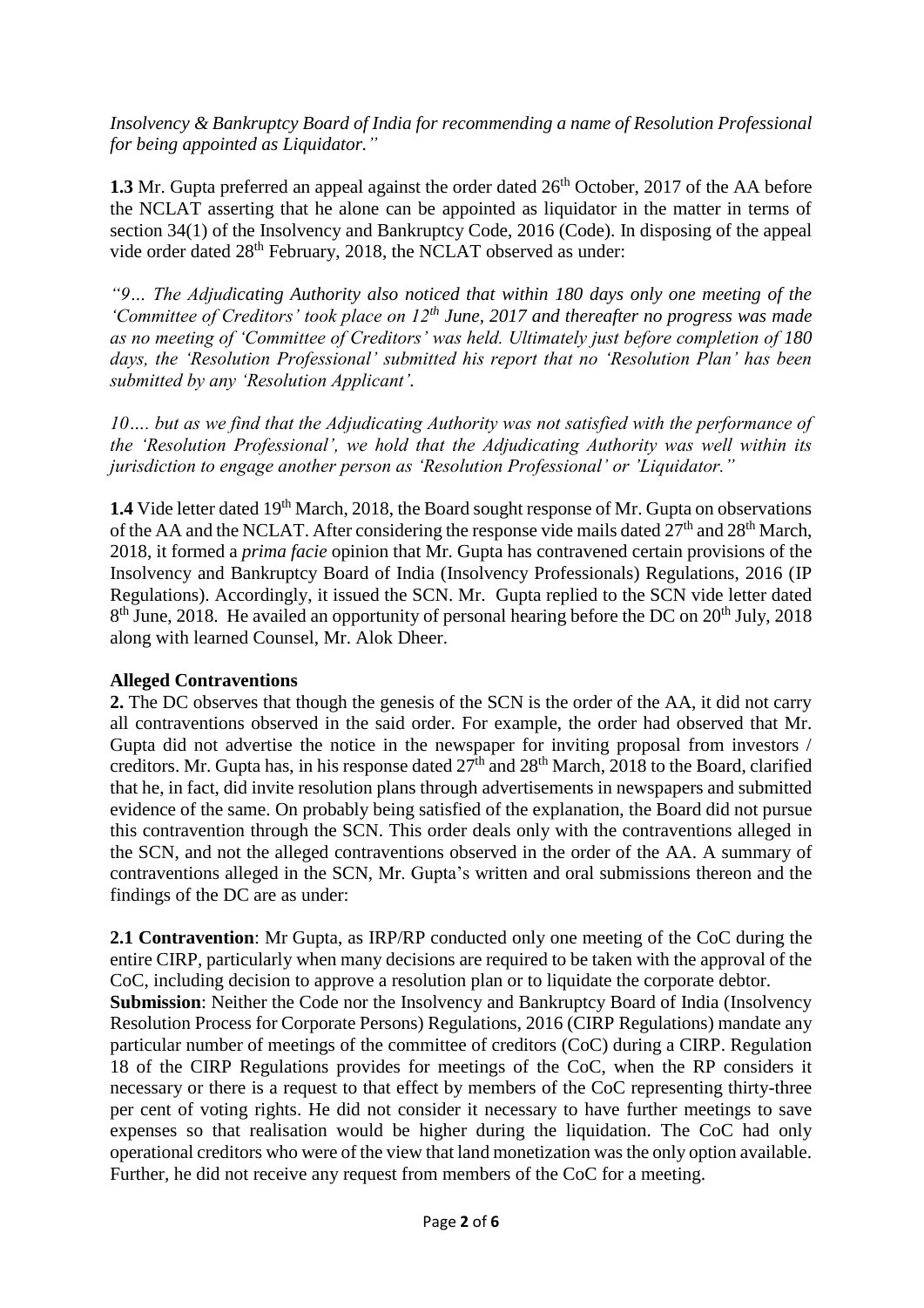*Insolvency & Bankruptcy Board of India for recommending a name of Resolution Professional for being appointed as Liquidator."*

**1.3** Mr. Gupta preferred an appeal against the order dated 26th October, 2017 of the AA before the NCLAT asserting that he alone can be appointed as liquidator in the matter in terms of section 34(1) of the Insolvency and Bankruptcy Code, 2016 (Code). In disposing of the appeal vide order dated 28th February, 2018, the NCLAT observed as under:

*"9… The Adjudicating Authority also noticed that within 180 days only one meeting of the 'Committee of Creditors' took place on 12th June, 2017 and thereafter no progress was made as no meeting of 'Committee of Creditors' was held. Ultimately just before completion of 180 days, the 'Resolution Professional' submitted his report that no 'Resolution Plan' has been submitted by any 'Resolution Applicant'.*

*10…. but as we find that the Adjudicating Authority was not satisfied with the performance of the 'Resolution Professional', we hold that the Adjudicating Authority was well within its jurisdiction to engage another person as 'Resolution Professional' or 'Liquidator."*

**1.4** Vide letter dated 19th March, 2018, the Board sought response of Mr. Gupta on observations of the AA and the NCLAT. After considering the response vide mails dated 27th and 28th March, 2018, it formed a *prima facie* opinion that Mr. Gupta has contravened certain provisions of the Insolvency and Bankruptcy Board of India (Insolvency Professionals) Regulations, 2016 (IP Regulations). Accordingly, it issued the SCN. Mr. Gupta replied to the SCN vide letter dated 8th June, 2018. He availed an opportunity of personal hearing before the DC on 20th July, 2018 along with learned Counsel, Mr. Alok Dheer.

**Alleged Contraventions**

**2.** The DC observes that though the genesis of the SCN is the order of the AA, it did not carry all contraventions observed in the said order. For example, the order had observed that Mr. Gupta did not advertise the notice in the newspaper for inviting proposal from investors / creditors. Mr. Gupta has, in his response dated 27th and 28th March, 2018 to the Board, clarified that he, in fact, did invite resolution plans through advertisements in newspapers and submitted evidence of the same. On probably being satisfied of the explanation, the Board did not pursue this contravention through the SCN. This order deals only with the contraventions alleged in the SCN, and not the alleged contraventions observed in the order of the AA. A summary of contraventions alleged in the SCN, Mr. Gupta's written and oral submissions thereon and the findings of the DC are as under:

**2.1 Contravention**: Mr Gupta, as IRP/RP conducted only one meeting of the CoC during the entire CIRP, particularly when many decisions are required to be taken with the approval of the CoC, including decision to approve a resolution plan or to liquidate the corporate debtor.

**Submission**: Neither the Code nor the Insolvency and Bankruptcy Board of India (Insolvency Resolution Process for Corporate Persons) Regulations, 2016 (CIRP Regulations) mandate any particular number of meetings of the committee of creditors (CoC) during a CIRP. Regulation 18 of the CIRP Regulations provides for meetings of the CoC, when the RP considers it necessary or there is a request to that effect by members of the CoC representing thirty-three per cent of voting rights. He did not consider it necessary to have further meetings to save expenses so that realisation would be higher during the liquidation. The CoC had only operational creditors who were of the view that land monetization was the only option available. Further, he did not receive any request from members of the CoC for a meeting.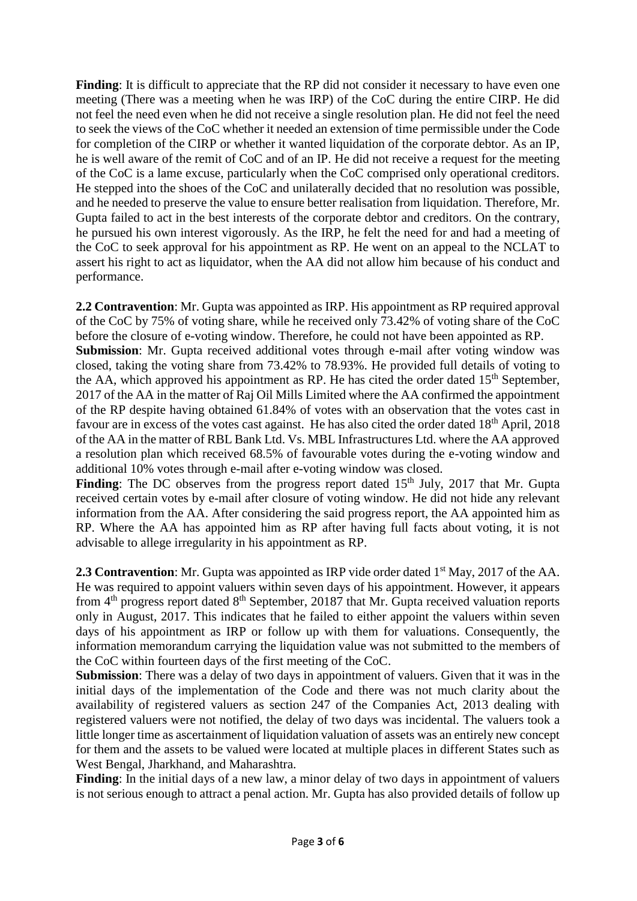**Finding**: It is difficult to appreciate that the RP did not consider it necessary to have even one meeting (There was a meeting when he was IRP) of the CoC during the entire CIRP. He did not feel the need even when he did not receive a single resolution plan. He did not feel the need to seek the views of the CoC whether it needed an extension of time permissible under the Code for completion of the CIRP or whether it wanted liquidation of the corporate debtor. As an IP, he is well aware of the remit of CoC and of an IP. He did not receive a request for the meeting of the CoC is a lame excuse, particularly when the CoC comprised only operational creditors. He stepped into the shoes of the CoC and unilaterally decided that no resolution was possible, and he needed to preserve the value to ensure better realisation from liquidation. Therefore, Mr. Gupta failed to act in the best interests of the corporate debtor and creditors. On the contrary, he pursued his own interest vigorously. As the IRP, he felt the need for and had a meeting of the CoC to seek approval for his appointment as RP. He went on an appeal to the NCLAT to assert his right to act as liquidator, when the AA did not allow him because of his conduct and performance.

**2.2 Contravention**: Mr. Gupta was appointed as IRP. His appointment as RP required approval of the CoC by 75% of voting share, while he received only 73.42% of voting share of the CoC before the closure of e-voting window. Therefore, he could not have been appointed as RP.

**Submission**: Mr. Gupta received additional votes through e-mail after voting window was closed, taking the voting share from 73.42% to 78.93%. He provided full details of voting to the AA, which approved his appointment as RP. He has cited the order dated 15th September, 2017 of the AA in the matter of Raj Oil Mills Limited where the AA confirmed the appointment of the RP despite having obtained 61.84% of votes with an observation that the votes cast in favour are in excess of the votes cast against. He has also cited the order dated 18th April, 2018 of the AA in the matter of RBL Bank Ltd. Vs. MBL Infrastructures Ltd. where the AA approved a resolution plan which received 68.5% of favourable votes during the e-voting window and additional 10% votes through e-mail after e-voting window was closed.

**Finding**: The DC observes from the progress report dated 15th July, 2017 that Mr. Gupta received certain votes by e-mail after closure of voting window. He did not hide any relevant information from the AA. After considering the said progress report, the AA appointed him as RP. Where the AA has appointed him as RP after having full facts about voting, it is not advisable to allege irregularity in his appointment as RP.

**2.3 Contravention**: Mr. Gupta was appointed as IRP vide order dated 1st May, 2017 of the AA. He was required to appoint valuers within seven days of his appointment. However, it appears from 4th progress report dated 8th September, 20187 that Mr. Gupta received valuation reports only in August, 2017. This indicates that he failed to either appoint the valuers within seven days of his appointment as IRP or follow up with them for valuations. Consequently, the information memorandum carrying the liquidation value was not submitted to the members of the CoC within fourteen days of the first meeting of the CoC.

**Submission**: There was a delay of two days in appointment of valuers. Given that it was in the initial days of the implementation of the Code and there was not much clarity about the availability of registered valuers as section 247 of the Companies Act, 2013 dealing with registered valuers were not notified, the delay of two days was incidental. The valuers took a little longer time as ascertainment of liquidation valuation of assets was an entirely new concept for them and the assets to be valued were located at multiple places in different States such as West Bengal, Jharkhand, and Maharashtra.

**Finding**: In the initial days of a new law, a minor delay of two days in appointment of valuers is not serious enough to attract a penal action. Mr. Gupta has also provided details of follow up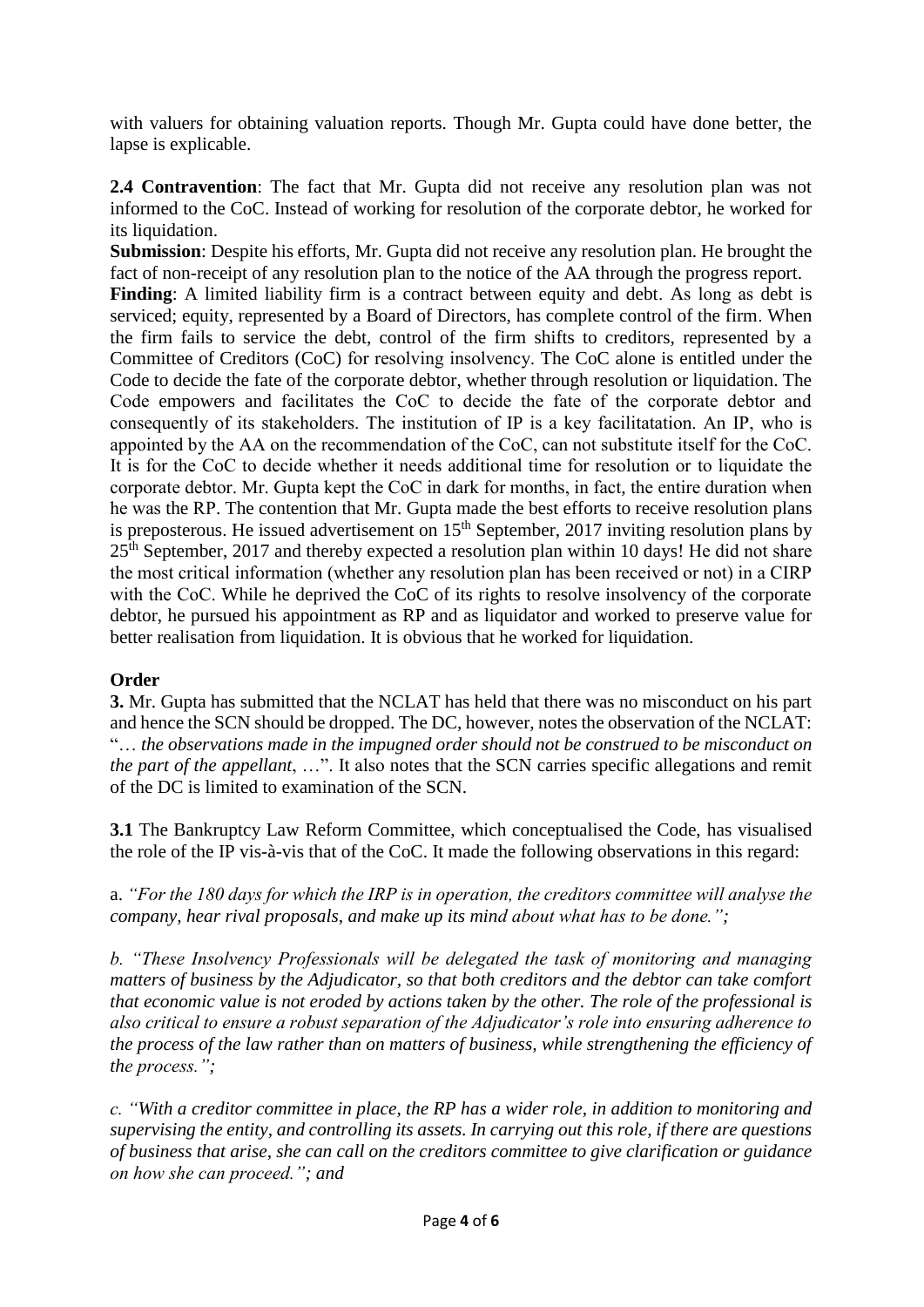with valuers for obtaining valuation reports. Though Mr. Gupta could have done better, the lapse is explicable.

**2.4 Contravention**: The fact that Mr. Gupta did not receive any resolution plan was not informed to the CoC. Instead of working for resolution of the corporate debtor, he worked for its liquidation.

**Submission**: Despite his efforts, Mr. Gupta did not receive any resolution plan. He brought the fact of non-receipt of any resolution plan to the notice of the AA through the progress report.

**Finding**: A limited liability firm is a contract between equity and debt. As long as debt is serviced; equity, represented by a Board of Directors, has complete control of the firm. When the firm fails to service the debt, control of the firm shifts to creditors, represented by a Committee of Creditors (CoC) for resolving insolvency. The CoC alone is entitled under the Code to decide the fate of the corporate debtor, whether through resolution or liquidation. The Code empowers and facilitates the CoC to decide the fate of the corporate debtor and consequently of its stakeholders. The institution of IP is a key facilitatation. An IP, who is appointed by the AA on the recommendation of the CoC, can not substitute itself for the CoC. It is for the CoC to decide whether it needs additional time for resolution or to liquidate the corporate debtor. Mr. Gupta kept the CoC in dark for months, in fact, the entire duration when he was the RP. The contention that Mr. Gupta made the best efforts to receive resolution plans is preposterous. He issued advertisement on 15th September, 2017 inviting resolution plans by 25th September, 2017 and thereby expected a resolution plan within 10 days! He did not share the most critical information (whether any resolution plan has been received or not) in a CIRP with the CoC. While he deprived the CoC of its rights to resolve insolvency of the corporate debtor, he pursued his appointment as RP and as liquidator and worked to preserve value for better realisation from liquidation. It is obvious that he worked for liquidation.

## Order

**3.** Mr. Gupta has submitted that the NCLAT has held that there was no misconduct on his part and hence the SCN should be dropped. The DC, however, notes the observation of the NCLAT: "*… the observations made in the impugned order should not be construed to be misconduct on the part of the appellant*, …". It also notes that the SCN carries specific allegations and remit of the DC is limited to examination of the SCN.

**3.1** The Bankruptcy Law Reform Committee, which conceptualised the Code, has visualised the role of the IP vis-à-vis that of the CoC. It made the following observations in this regard:

a. *"For the 180 days for which the IRP is in operation, the creditors committee will analyse the company, hear rival proposals, and make up its mind about what has to be done.";*

*b. "These Insolvency Professionals will be delegated the task of monitoring and managing matters of business by the Adjudicator, so that both creditors and the debtor can take comfort that economic value is not eroded by actions taken by the other. The role of the professional is also critical to ensure a robust separation of the Adjudicator's role into ensuring adherence to the process of the law rather than on matters of business, while strengthening the efficiency of the process.";*

*c. "With a creditor committee in place, the RP has a wider role, in addition to monitoring and supervising the entity, and controlling its assets. In carrying out this role, if there are questions of business that arise, she can call on the creditors committee to give clarification or guidance on how she can proceed."; and*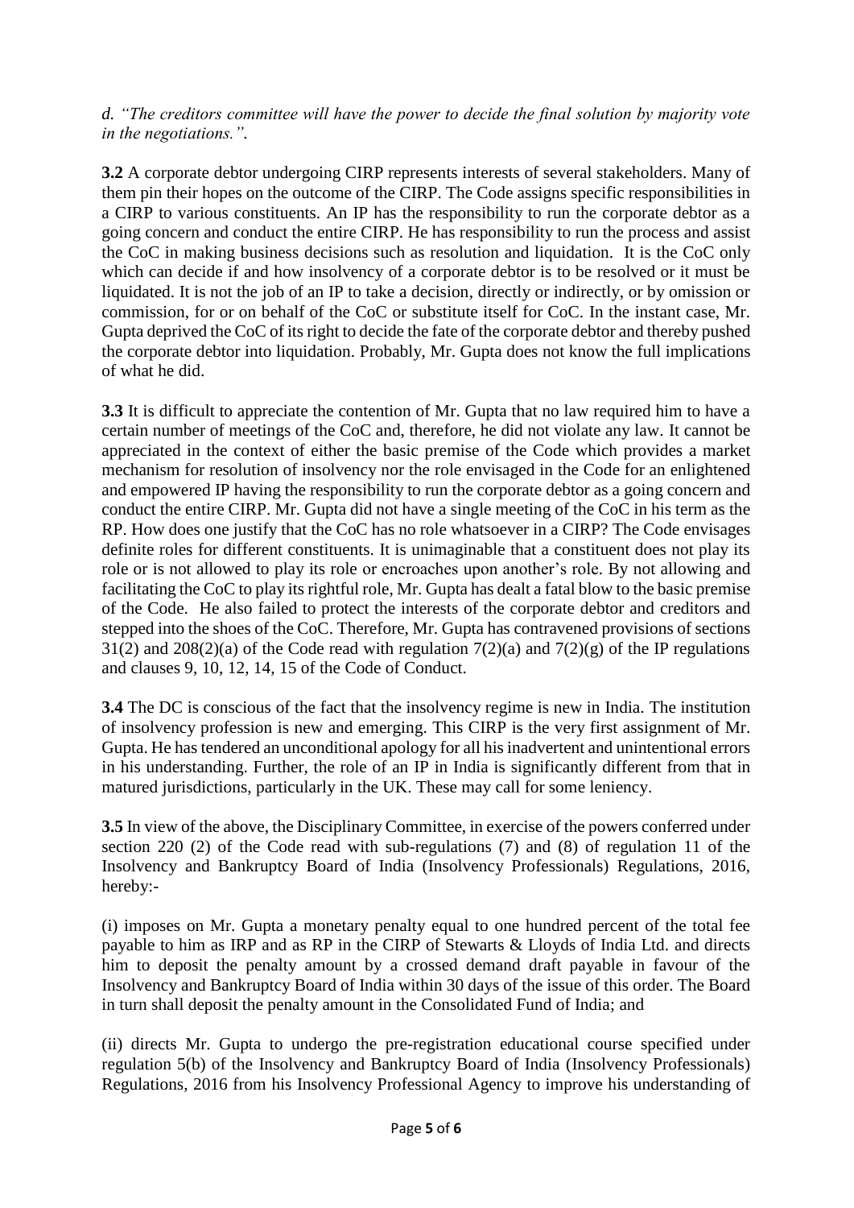*d. "The creditors committee will have the power to decide the final solution by majority vote in the negotiations.".*

**3.2** A corporate debtor undergoing CIRP represents interests of several stakeholders. Many of them pin their hopes on the outcome of the CIRP. The Code assigns specific responsibilities in a CIRP to various constituents. An IP has the responsibility to run the corporate debtor as a going concern and conduct the entire CIRP. He has responsibility to run the process and assist the CoC in making business decisions such as resolution and liquidation. It is the CoC only which can decide if and how insolvency of a corporate debtor is to be resolved or it must be liquidated. It is not the job of an IP to take a decision, directly or indirectly, or by omission or commission, for or on behalf of the CoC or substitute itself for CoC. In the instant case, Mr. Gupta deprived the CoC of its right to decide the fate of the corporate debtor and thereby pushed the corporate debtor into liquidation. Probably, Mr. Gupta does not know the full implications of what he did.

**3.3** It is difficult to appreciate the contention of Mr. Gupta that no law required him to have a certain number of meetings of the CoC and, therefore, he did not violate any law. It cannot be appreciated in the context of either the basic premise of the Code which provides a market mechanism for resolution of insolvency nor the role envisaged in the Code for an enlightened and empowered IP having the responsibility to run the corporate debtor as a going concern and conduct the entire CIRP. Mr. Gupta did not have a single meeting of the CoC in his term as the RP. How does one justify that the CoC has no role whatsoever in a CIRP? The Code envisages definite roles for different constituents. It is unimaginable that a constituent does not play its role or is not allowed to play its role or encroaches upon another's role. By not allowing and facilitating the CoC to play its rightful role, Mr. Gupta has dealt a fatal blow to the basic premise of the Code. He also failed to protect the interests of the corporate debtor and creditors and stepped into the shoes of the CoC. Therefore, Mr. Gupta has contravened provisions of sections 31(2) and 208(2)(a) of the Code read with regulation 7(2)(a) and 7(2)(g) of the IP regulations and clauses 9, 10, 12, 14, 15 of the Code of Conduct.

**3.4** The DC is conscious of the fact that the insolvency regime is new in India. The institution of insolvency profession is new and emerging. This CIRP is the very first assignment of Mr. Gupta. He has tendered an unconditional apology for all his inadvertent and unintentional errors in his understanding. Further, the role of an IP in India is significantly different from that in matured jurisdictions, particularly in the UK. These may call for some leniency.

**3.5** In view of the above, the Disciplinary Committee, in exercise of the powers conferred under section 220 (2) of the Code read with sub-regulations (7) and (8) of regulation 11 of the Insolvency and Bankruptcy Board of India (Insolvency Professionals) Regulations, 2016, hereby:-

(i) imposes on Mr. Gupta a monetary penalty equal to one hundred percent of the total fee payable to him as IRP and as RP in the CIRP of Stewarts & Lloyds of India Ltd. and directs him to deposit the penalty amount by a crossed demand draft payable in favour of the Insolvency and Bankruptcy Board of India within 30 days of the issue of this order. The Board in turn shall deposit the penalty amount in the Consolidated Fund of India; and

(ii) directs Mr. Gupta to undergo the pre-registration educational course specified under regulation 5(b) of the Insolvency and Bankruptcy Board of India (Insolvency Professionals) Regulations, 2016 from his Insolvency Professional Agency to improve his understanding of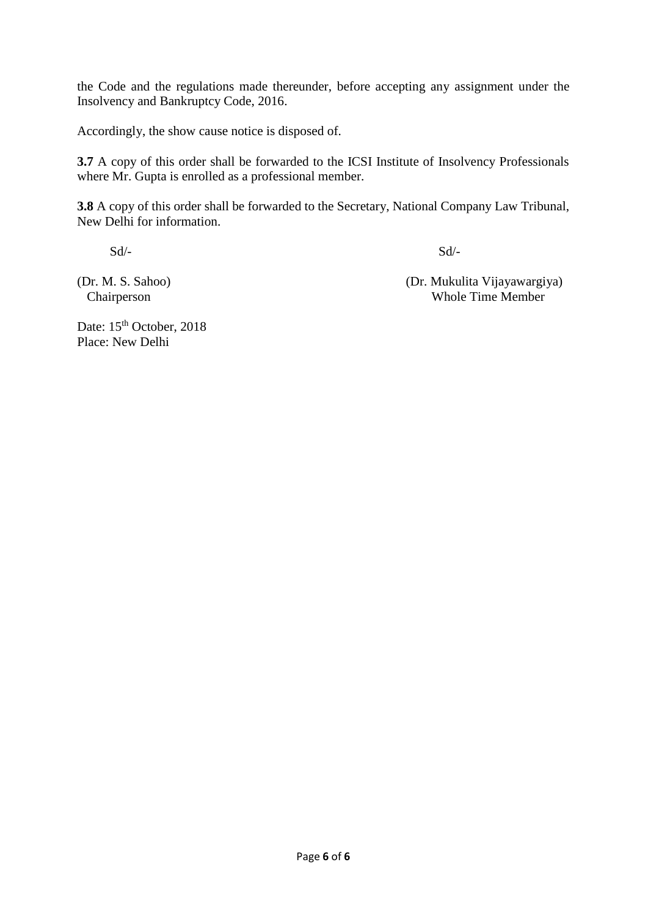the Code and the regulations made thereunder, before accepting any assignment under the Insolvency and Bankruptcy Code, 2016.

Accordingly, the show cause notice is disposed of.

**3.7** A copy of this order shall be forwarded to the ICSI Institute of Insolvency Professionals where Mr. Gupta is enrolled as a professional member.

**3.8** A copy of this order shall be forwarded to the Secretary, National Company Law Tribunal, New Delhi for information.

| | |
|---|---|
| Sd/- | Sd/- |
| (Dr. M. S. Sahoo) | (Dr. Mukulita Vijayawargiya) |
| Chairperson | Whole Time Member |

Date: 15th October, 2018
Place: New Delhi